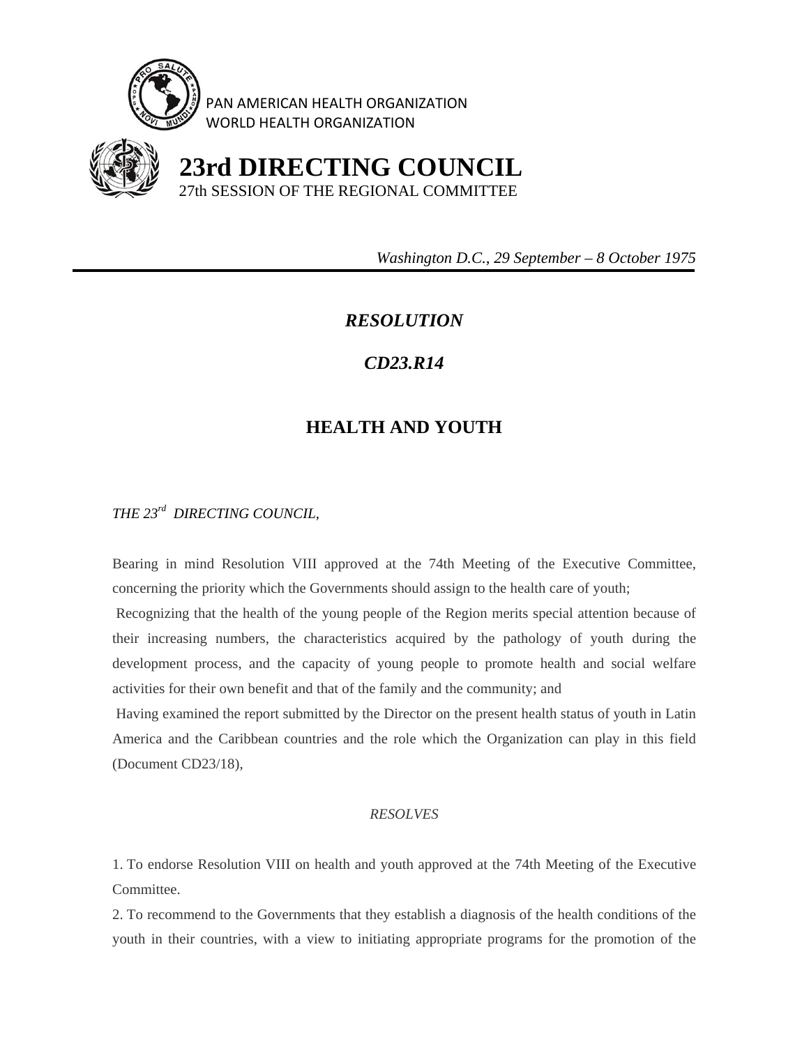PAN AMERICAN HEALTH ORGANIZATION
WORLD HEALTH ORGANIZATION

# 23rd DIRECTING COUNCIL

27th SESSION OF THE REGIONAL COMMITTEE

*Washington D.C., 29 September – 8 October 1975*

---

## *RESOLUTION*

## *CD23.R14*

## HEALTH AND YOUTH

*THE 23rd DIRECTING COUNCIL,*

Bearing in mind Resolution VIII approved at the 74th Meeting of the Executive Committee, concerning the priority which the Governments should assign to the health care of youth;

Recognizing that the health of the young people of the Region merits special attention because of their increasing numbers, the characteristics acquired by the pathology of youth during the development process, and the capacity of young people to promote health and social welfare activities for their own benefit and that of the family and the community; and

Having examined the report submitted by the Director on the present health status of youth in Latin America and the Caribbean countries and the role which the Organization can play in this field (Document CD23/18),

*RESOLVES*

1. To endorse Resolution VIII on health and youth approved at the 74th Meeting of the Executive Committee.
2. To recommend to the Governments that they establish a diagnosis of the health conditions of the youth in their countries, with a view to initiating appropriate programs for the promotion of the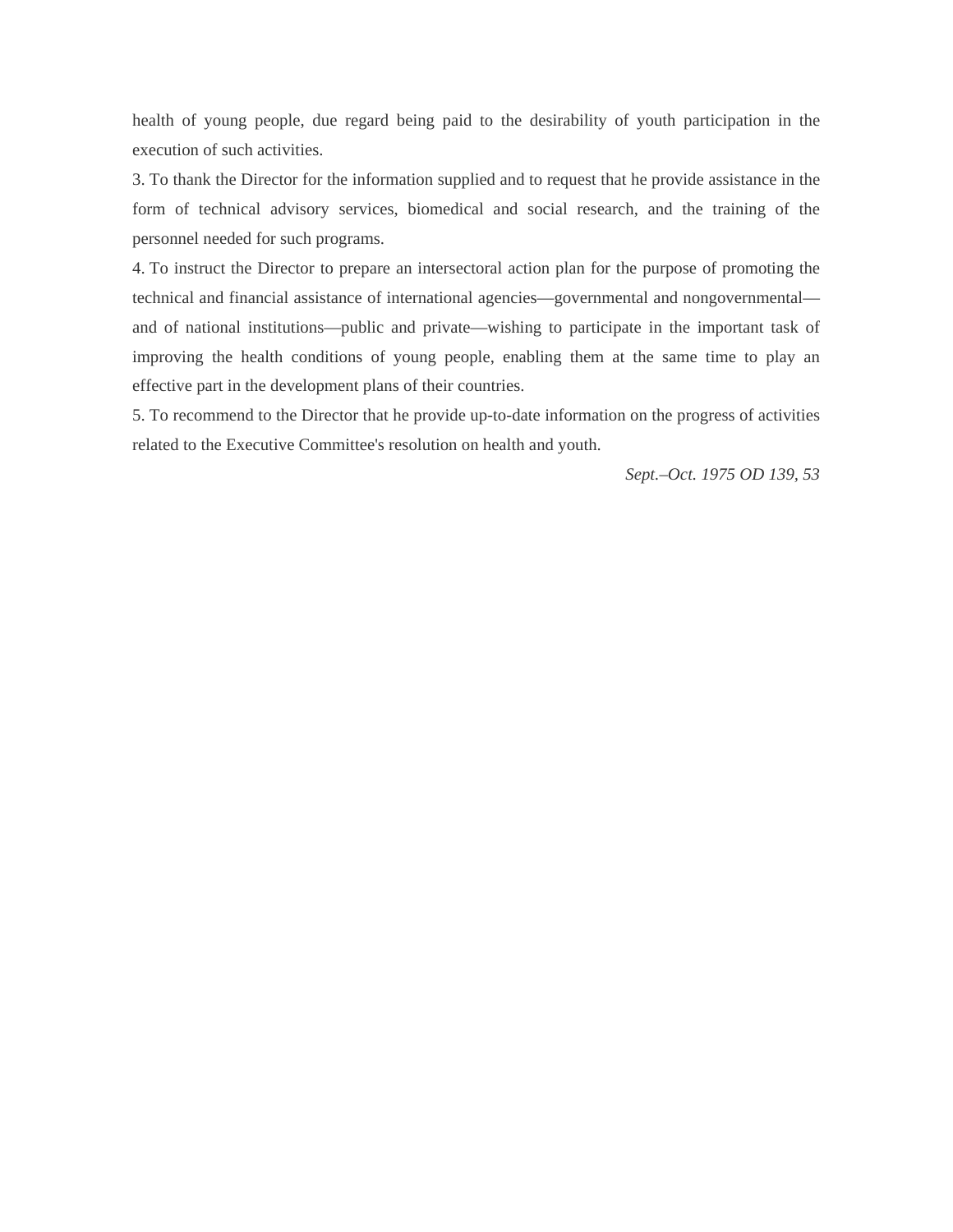health of young people, due regard being paid to the desirability of youth participation in the execution of such activities.

3. To thank the Director for the information supplied and to request that he provide assistance in the form of technical advisory services, biomedical and social research, and the training of the personnel needed for such programs.

4. To instruct the Director to prepare an intersectoral action plan for the purpose of promoting the technical and financial assistance of international agencies—governmental and nongovernmental—and of national institutions—public and private—wishing to participate in the important task of improving the health conditions of young people, enabling them at the same time to play an effective part in the development plans of their countries.

5. To recommend to the Director that he provide up-to-date information on the progress of activities related to the Executive Committee's resolution on health and youth.

*Sept.–Oct. 1975 OD 139, 53*